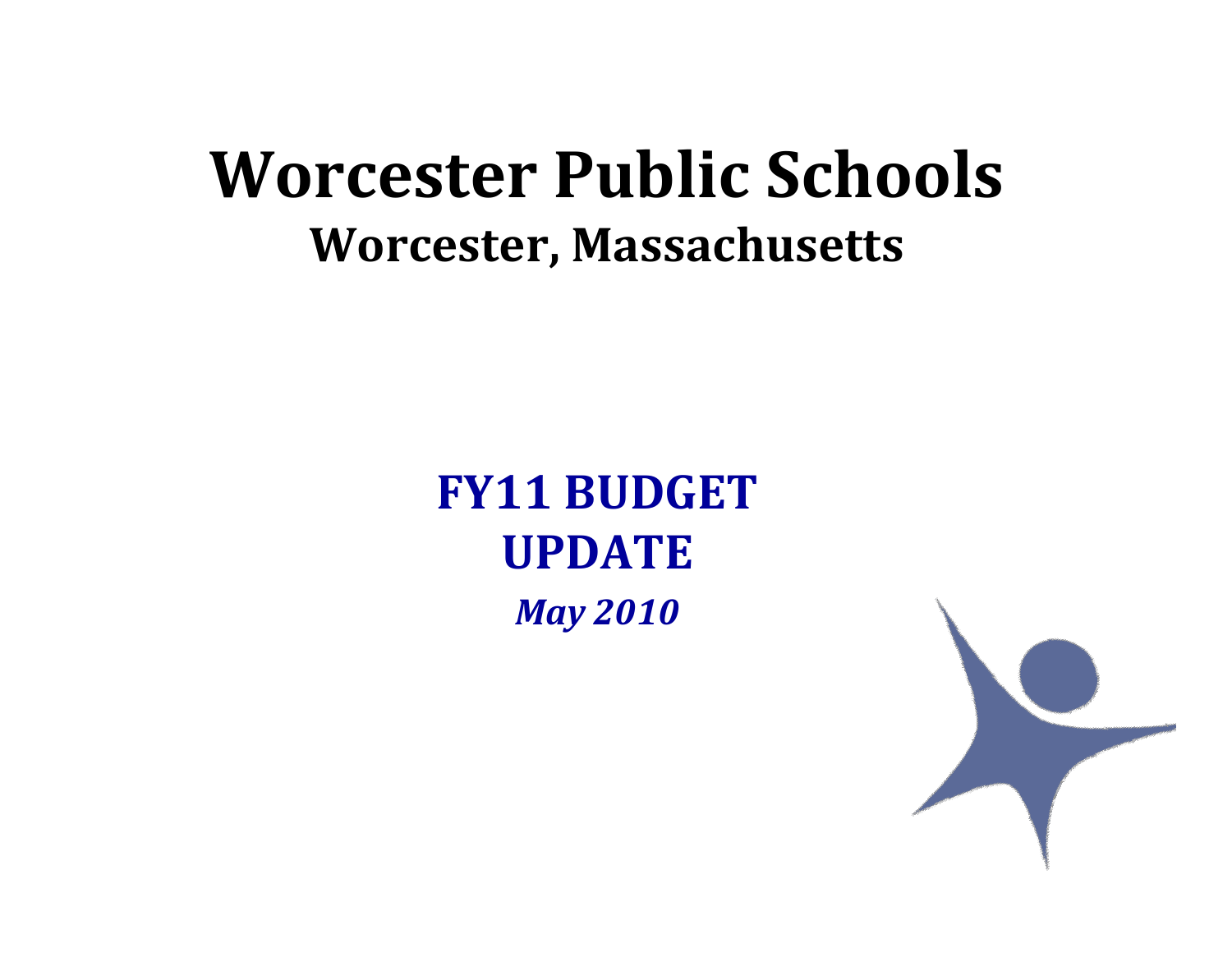# Worcester Public Schools

## Worcester, Massachusetts

## FY11 BUDGET UPDATE

***May 2010***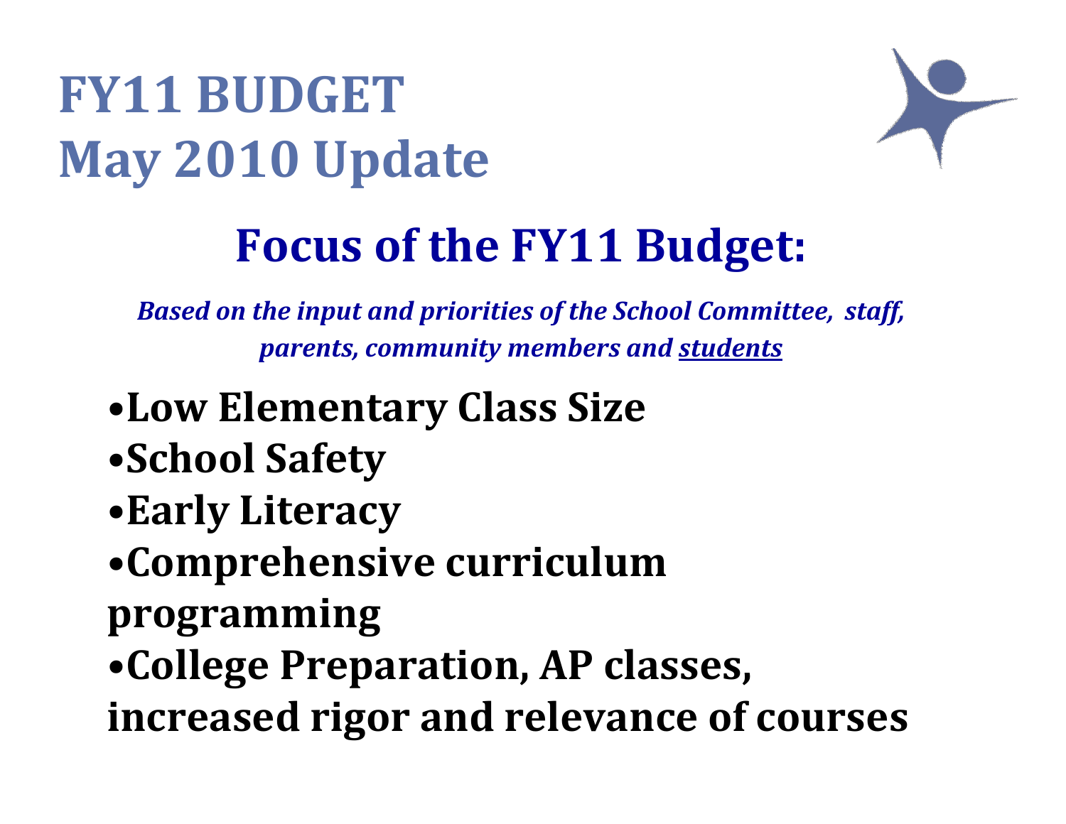# FY11 BUDGET
# May 2010 Update

## Focus of the FY11 Budget:

***Based on the input and priorities of the School Committee, staff, parents, community members and students***

- **Low Elementary Class Size**
- **School Safety**
- **Early Literacy**
- **Comprehensive curriculum programming**
- **College Preparation, AP classes, increased rigor and relevance of courses**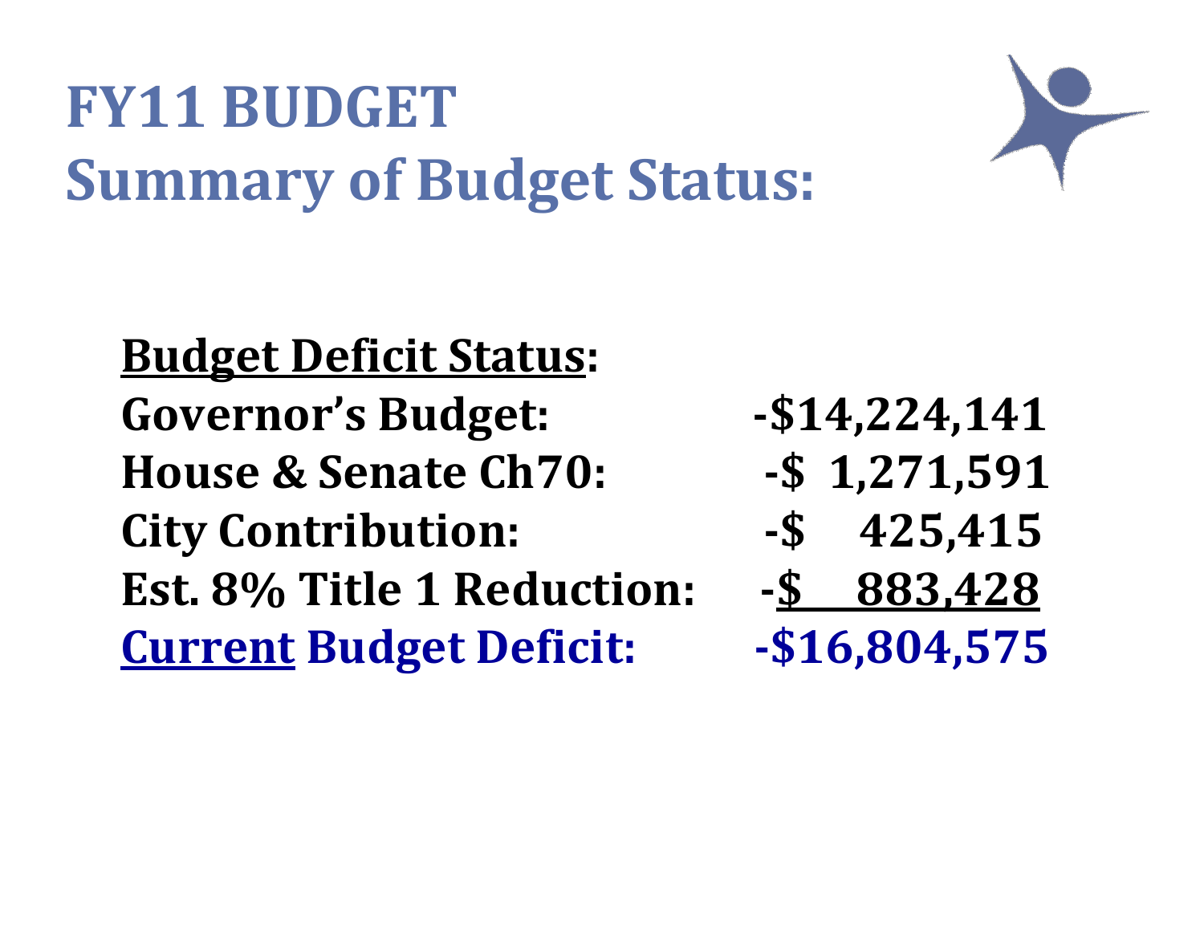# FY11 BUDGET
# Summary of Budget Status:

**Budget Deficit Status:**

| | |
|---|---|
| **Governor's Budget:** | **-$14,224,141** |
| **House & Senate Ch70:** | **-$ 1,271,591** |
| **City Contribution:** | **-$ 425,415** |
| **Est. 8% Title 1 Reduction:** | **-$ 883,428** |
| **Current Budget Deficit:** | **-$16,804,575** |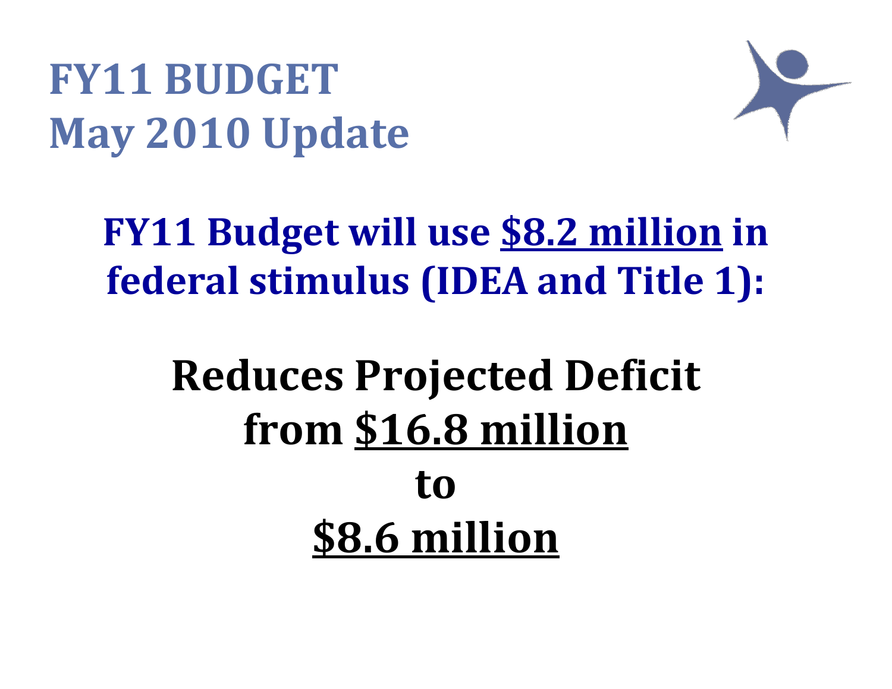# FY11 BUDGET
# May 2010 Update

**FY11 Budget will use <u>$8.2 million</u> in federal stimulus (IDEA and Title 1):**

## Reduces Projected Deficit from <u>$16.8 million</u> to <u>$8.6 million</u>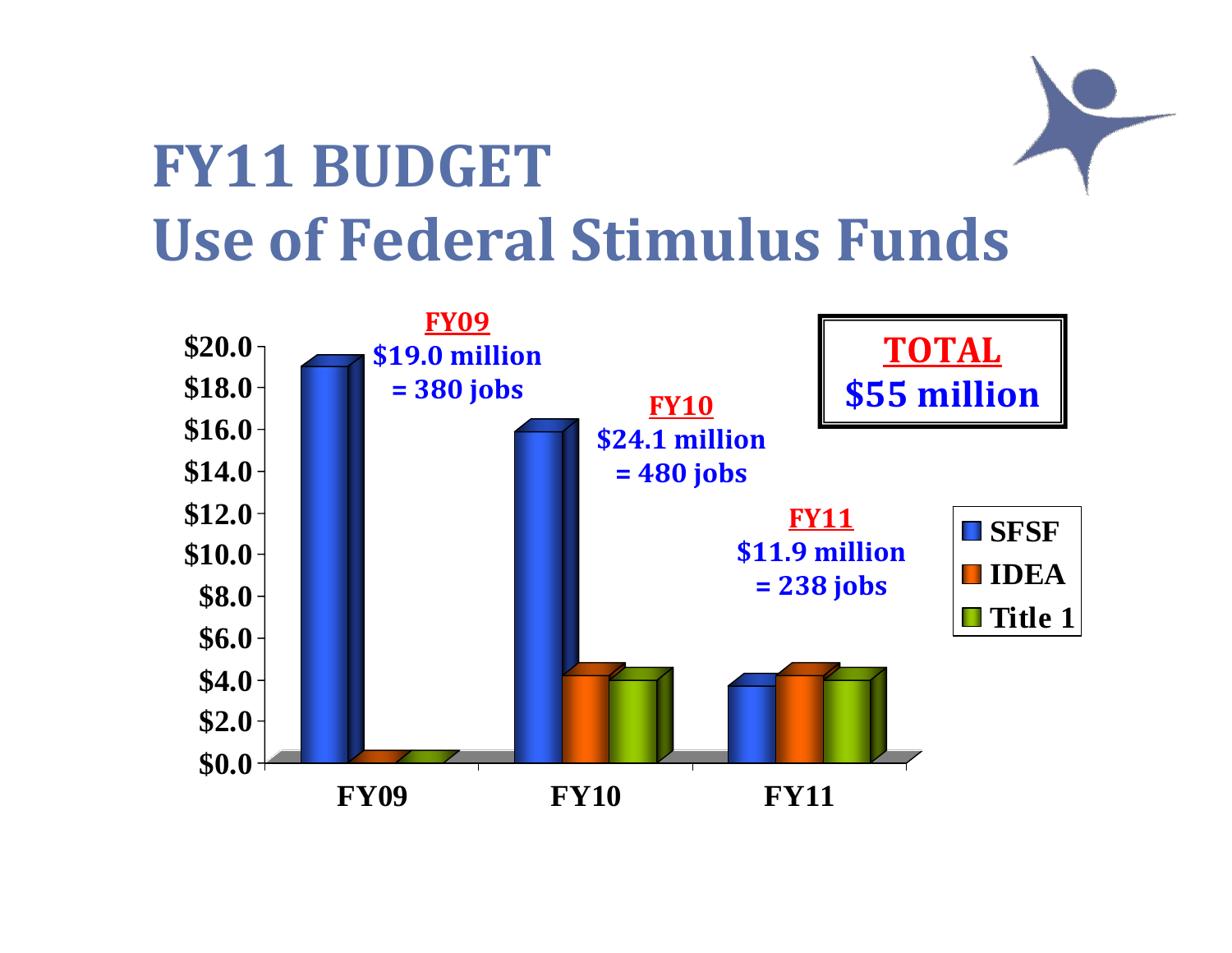# FY11 BUDGET
# Use of Federal Stimulus Funds

**TOTAL**
**$55 million**

**FY09**
$19.0 million
= 380 jobs

**FY10**
$24.1 million
= 480 jobs

**FY11**
$11.9 million
= 238 jobs

Legend: SFSF, IDEA, Title 1

Y-axis: $0.0, $2.0, $4.0, $6.0, $8.0, $10.0, $12.0, $14.0, $16.0, $18.0, $20.0

X-axis: FY09, FY10, FY11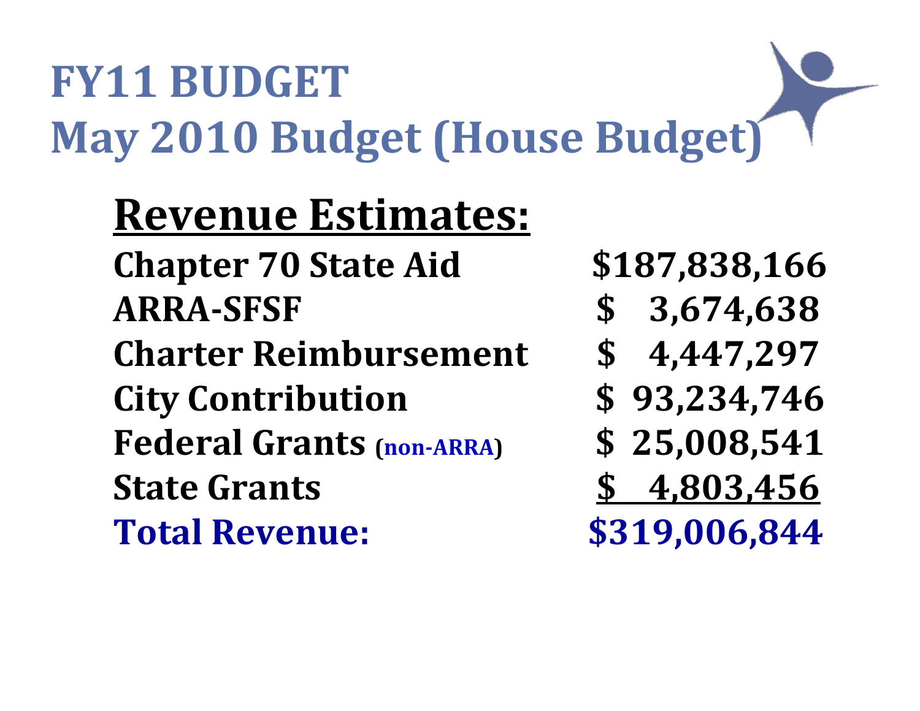# FY11 BUDGET
# May 2010 Budget (House Budget)

## Revenue Estimates:

| | |
|---|---|
| **Chapter 70 State Aid** | **$187,838,166** |
| **ARRA-SFSF** | **$ 3,674,638** |
| **Charter Reimbursement** | **$ 4,447,297** |
| **City Contribution** | **$ 93,234,746** |
| **Federal Grants (non-ARRA)** | **$ 25,008,541** |
| **State Grants** | **$ 4,803,456** |
| **Total Revenue:** | **$319,006,844** |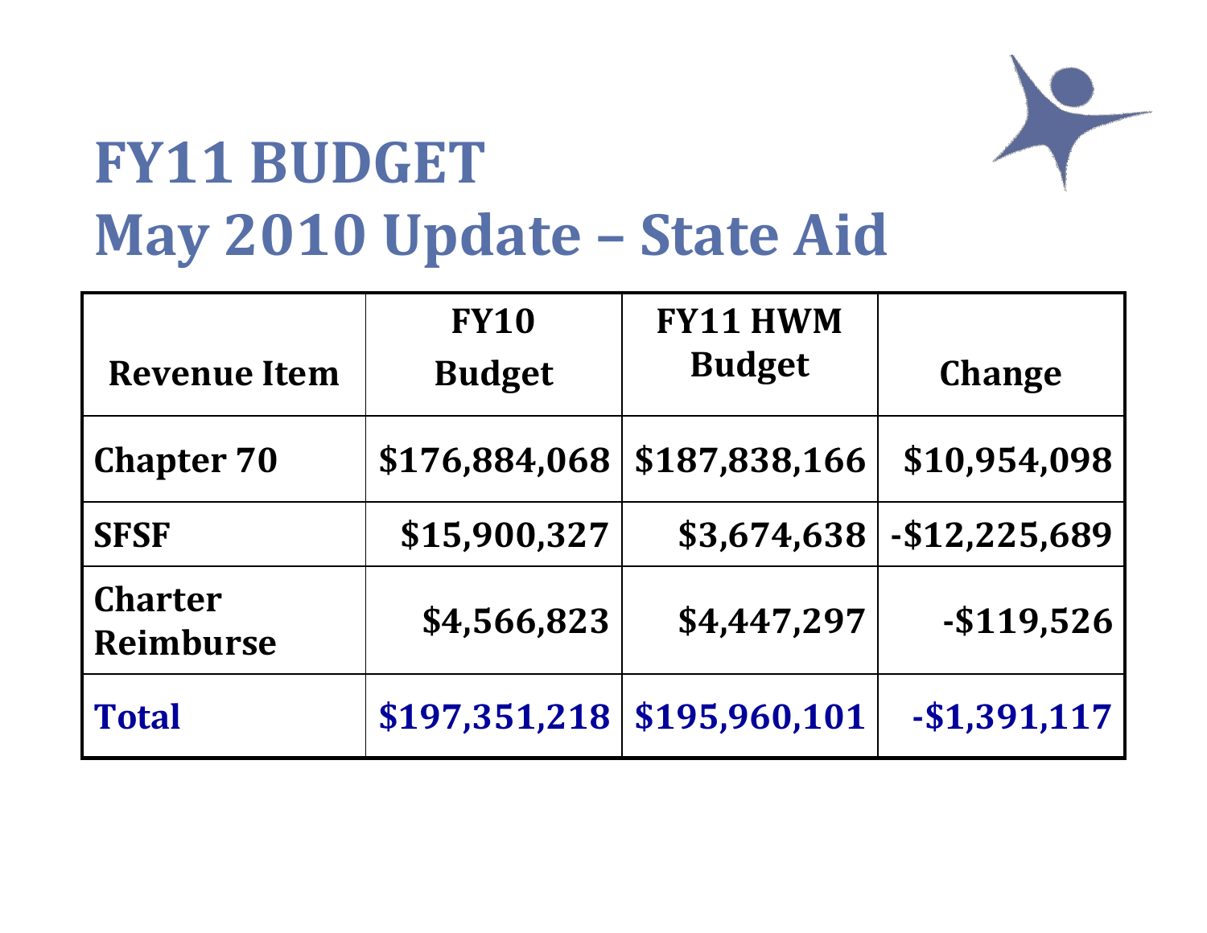# FY11 BUDGET
## May 2010 Update – State Aid

| Revenue Item | FY10 Budget | FY11 HWM Budget | Change |
|---|---|---|---|
| **Chapter 70** | **$176,884,068** | **$187,838,166** | **$10,954,098** |
| **SFSF** | **$15,900,327** | **$3,674,638** | **-$12,225,689** |
| **Charter Reimburse** | **$4,566,823** | **$4,447,297** | **-$119,526** |
| **Total** | **$197,351,218** | **$195,960,101** | **-$1,391,117** |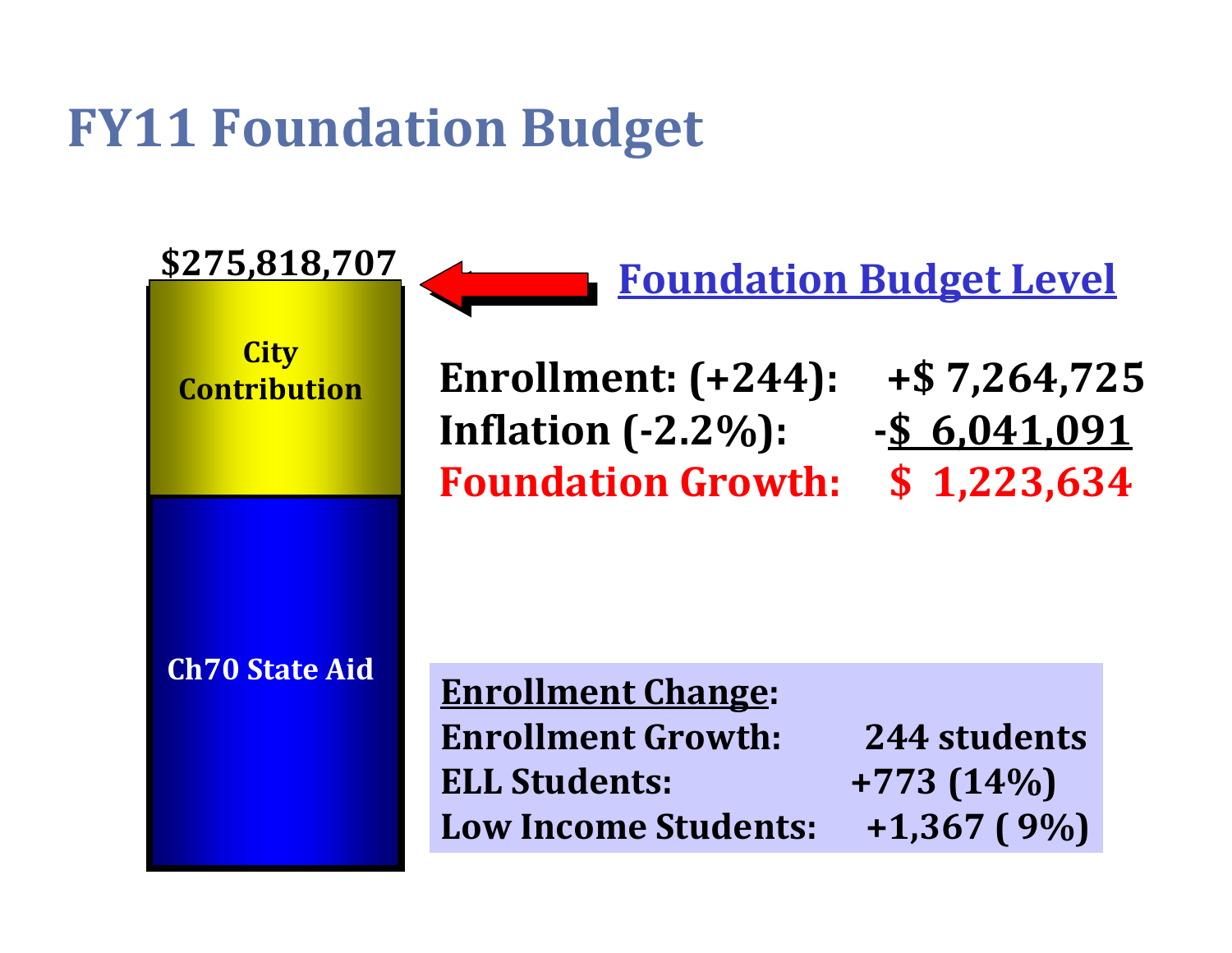# FY11 Foundation Budget

$275,818,707

City Contribution

Ch70 State Aid

**Foundation Budget Level**

| | |
|---|---|
| **Enrollment: (+244):** | **+$ 7,264,725** |
| **Inflation (-2.2%):** | **-$ 6,041,091** |
| **Foundation Growth:** | **$ 1,223,634** |

**Enrollment Change:**

| | |
|---|---|
| **Enrollment Growth:** | **244 students** |
| **ELL Students:** | **+773 (14%)** |
| **Low Income Students:** | **+1,367 ( 9%)** |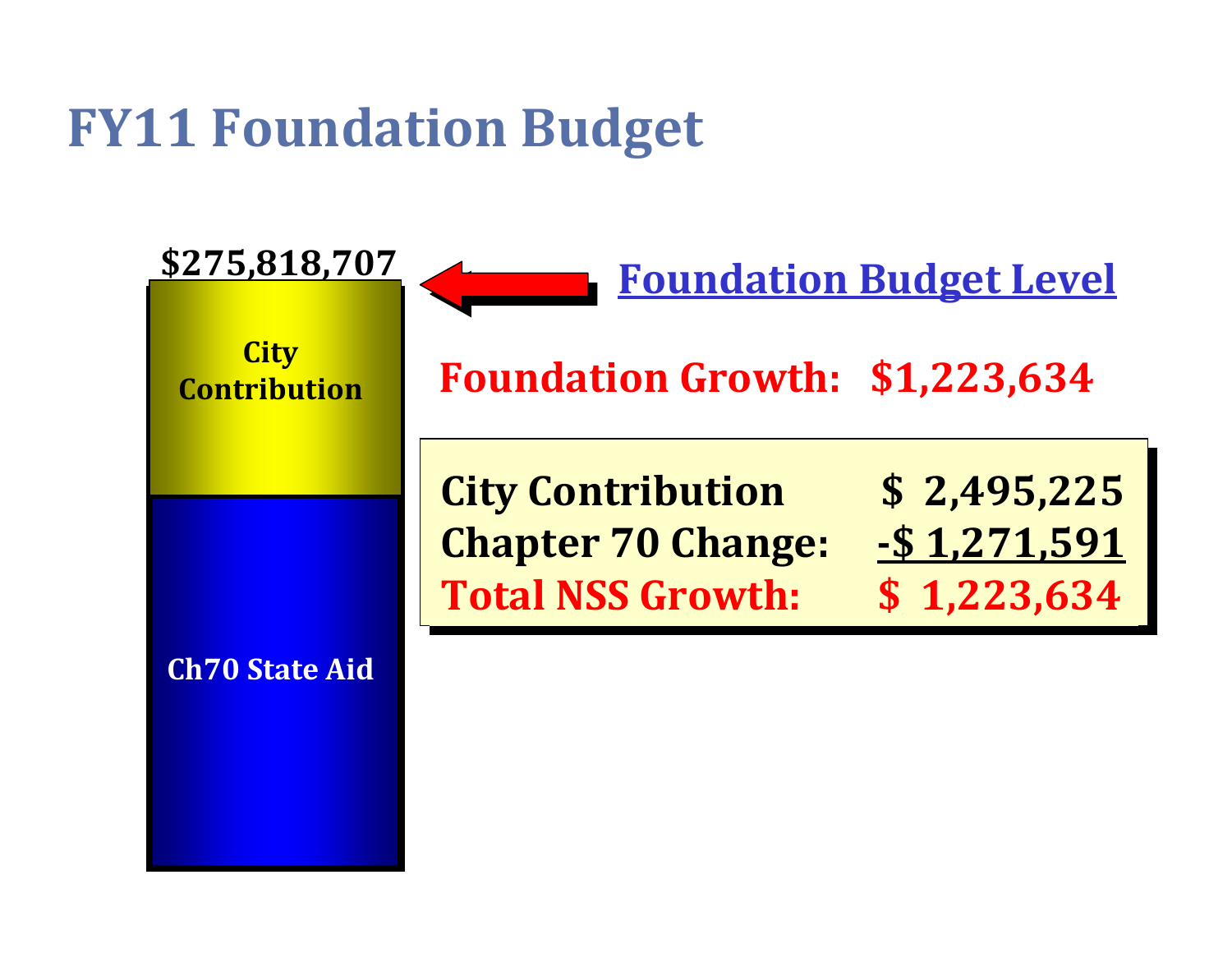# FY11 Foundation Budget

$275,818,707

City Contribution

Ch70 State Aid

**Foundation Budget Level**

**Foundation Growth: $1,223,634**

| | |
|---|---|
| City Contribution | $ 2,495,225 |
| Chapter 70 Change: | -$ 1,271,591 |
| **Total NSS Growth:** | **$ 1,223,634** |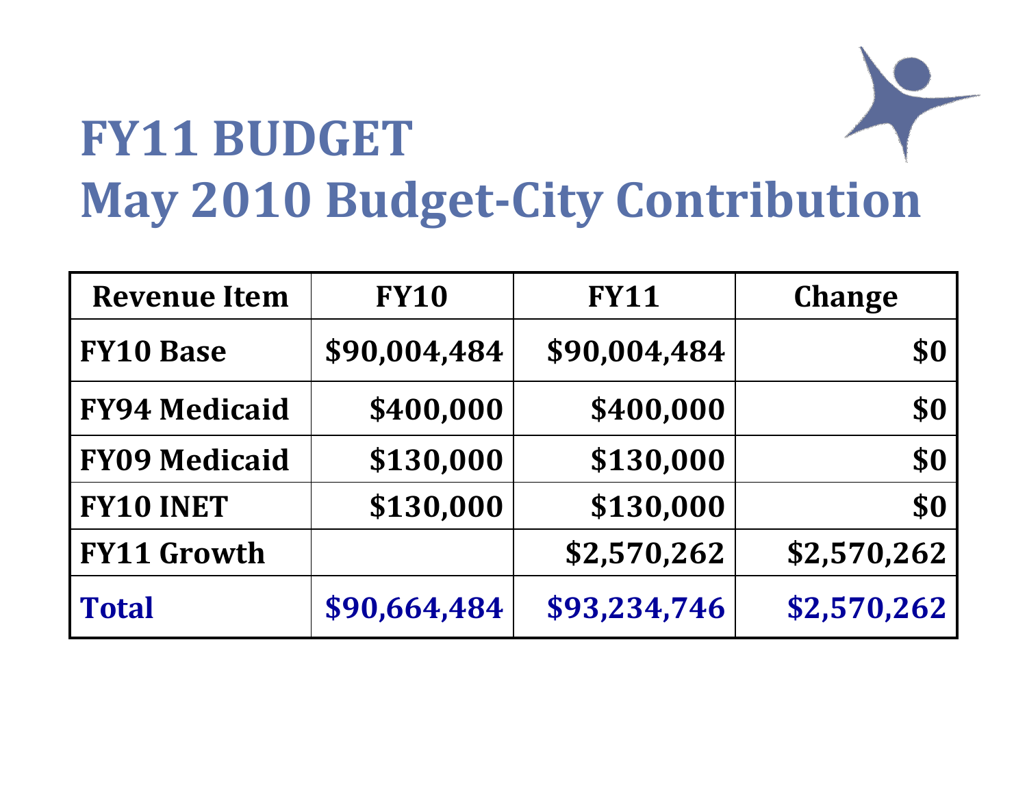# FY11 BUDGET
# May 2010 Budget-City Contribution

| Revenue Item | FY10 | FY11 | Change |
|---|---|---|---|
| **FY10 Base** | **$90,004,484** | **$90,004,484** | **$0** |
| **FY94 Medicaid** | **$400,000** | **$400,000** | **$0** |
| **FY09 Medicaid** | **$130,000** | **$130,000** | **$0** |
| **FY10 INET** | **$130,000** | **$130,000** | **$0** |
| **FY11 Growth** | | **$2,570,262** | **$2,570,262** |
| **Total** | **$90,664,484** | **$93,234,746** | **$2,570,262** |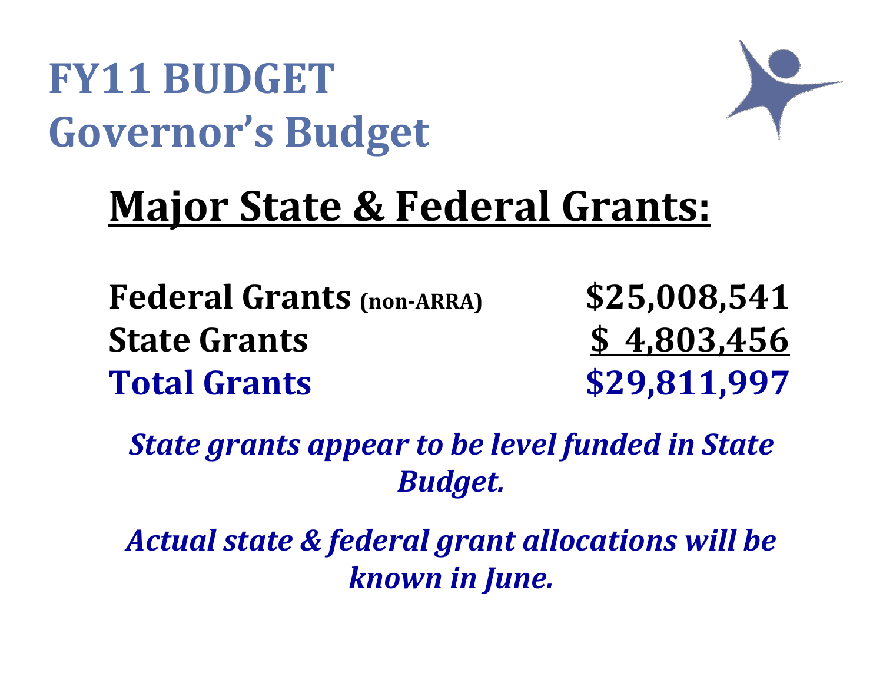# FY11 BUDGET
# Governor's Budget

## Major State & Federal Grants:

| | |
|---|---|
| **Federal Grants** (non-ARRA) | **$25,008,541** |
| **State Grants** | **$ 4,803,456** |
| **Total Grants** | **$29,811,997** |

***State grants appear to be level funded in State Budget.***

***Actual state & federal grant allocations will be known in June.***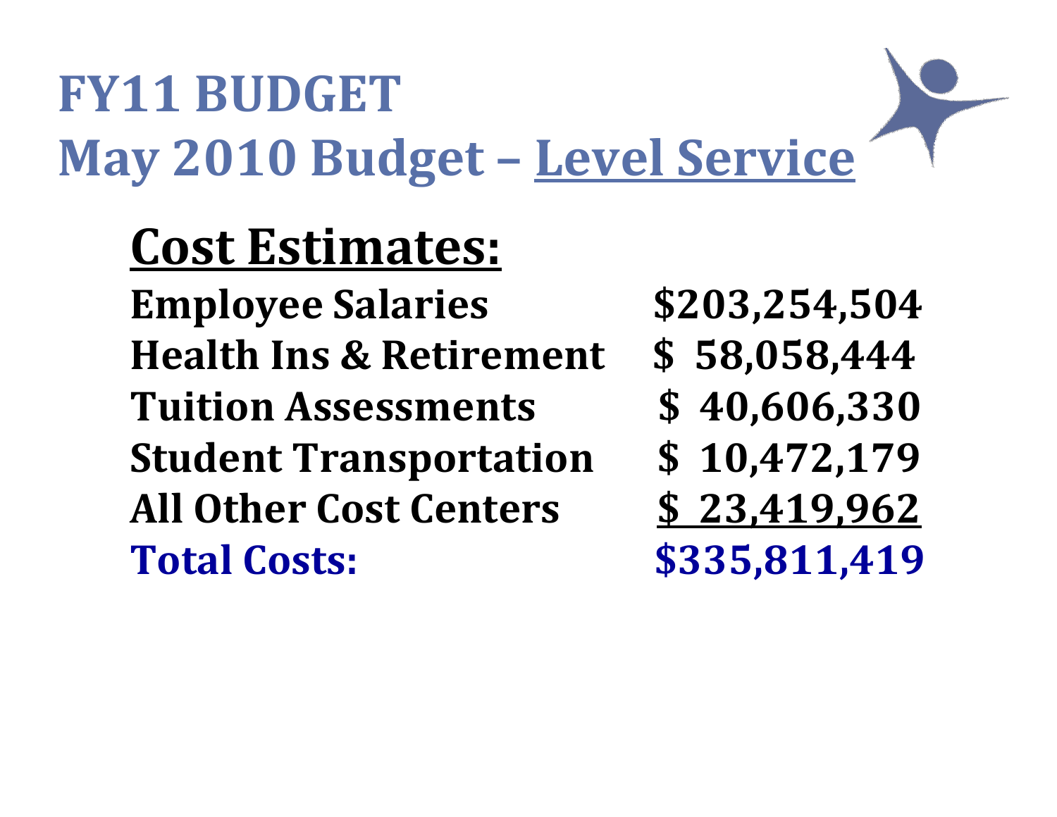# FY11 BUDGET
# May 2010 Budget – Level Service

## Cost Estimates:

| | |
|---|---|
| **Employee Salaries** | **$203,254,504** |
| **Health Ins & Retirement** | **$ 58,058,444** |
| **Tuition Assessments** | **$ 40,606,330** |
| **Student Transportation** | **$ 10,472,179** |
| **All Other Cost Centers** | **$ 23,419,962** |
| **Total Costs:** | **$335,811,419** |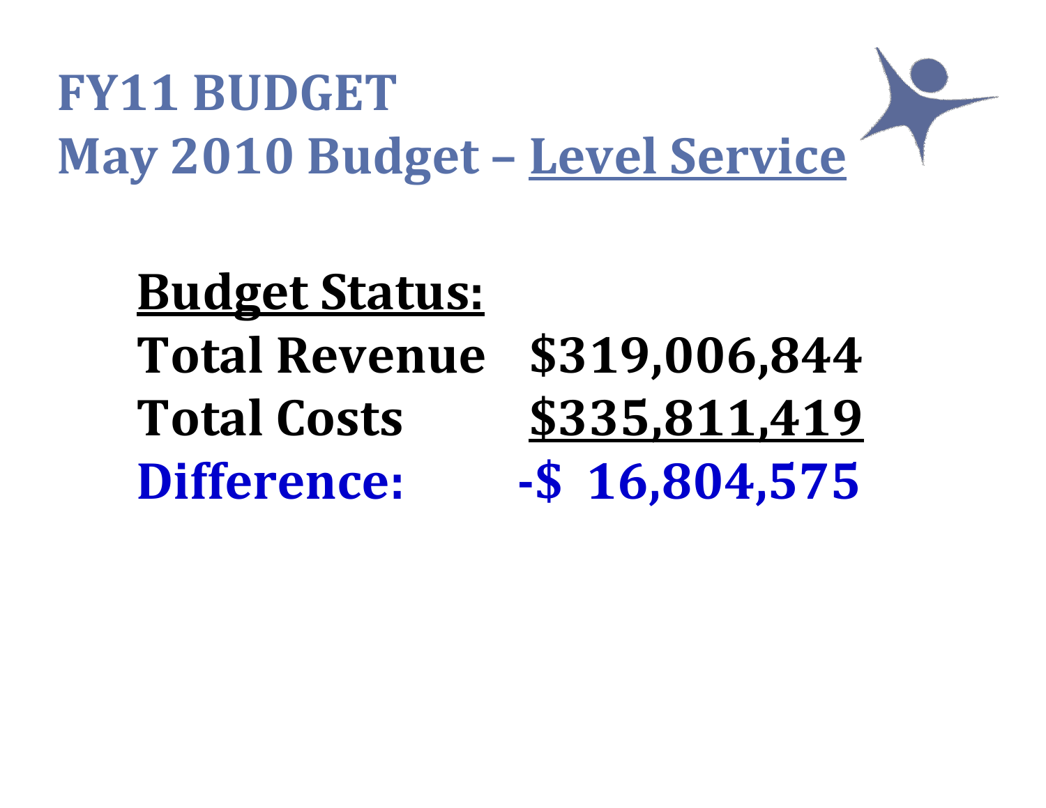# FY11 BUDGET
# May 2010 Budget – Level Service

**Budget Status:**

| | |
|---|---|
| **Total Revenue** | **$319,006,844** |
| **Total Costs** | **$335,811,419** |
| **Difference:** | **-$ 16,804,575** |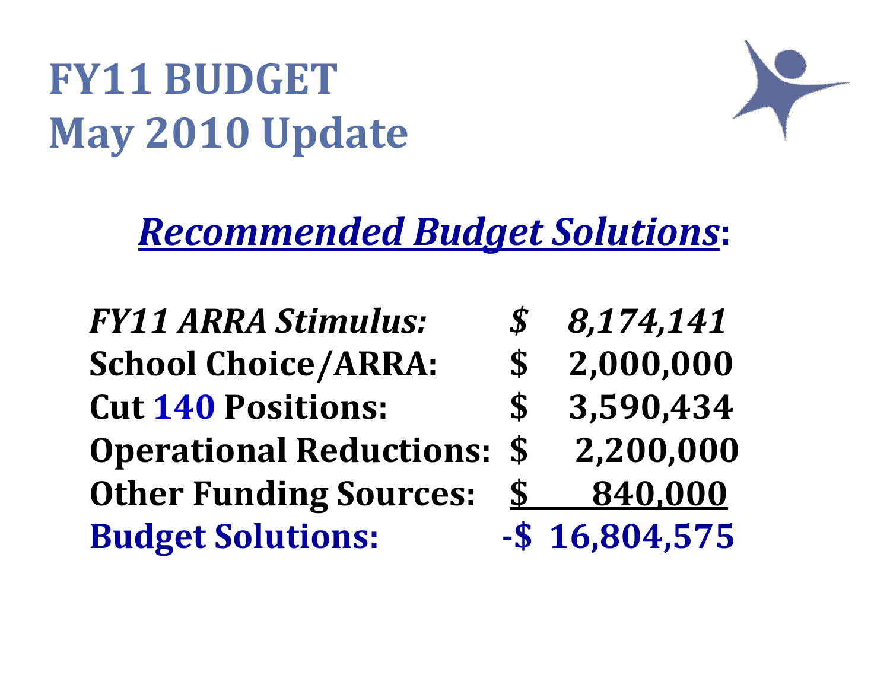# FY11 BUDGET
# May 2010 Update

## ***Recommended Budget Solutions*:**

| | |
|---|---|
| ***FY11 ARRA Stimulus:*** | ***$ 8,174,141*** |
| **School Choice/ARRA:** | **$ 2,000,000** |
| **Cut 140 Positions:** | **$ 3,590,434** |
| **Operational Reductions:** | **$ 2,200,000** |
| **Other Funding Sources:** | **$ 840,000** |
| **Budget Solutions:** | **-$ 16,804,575** |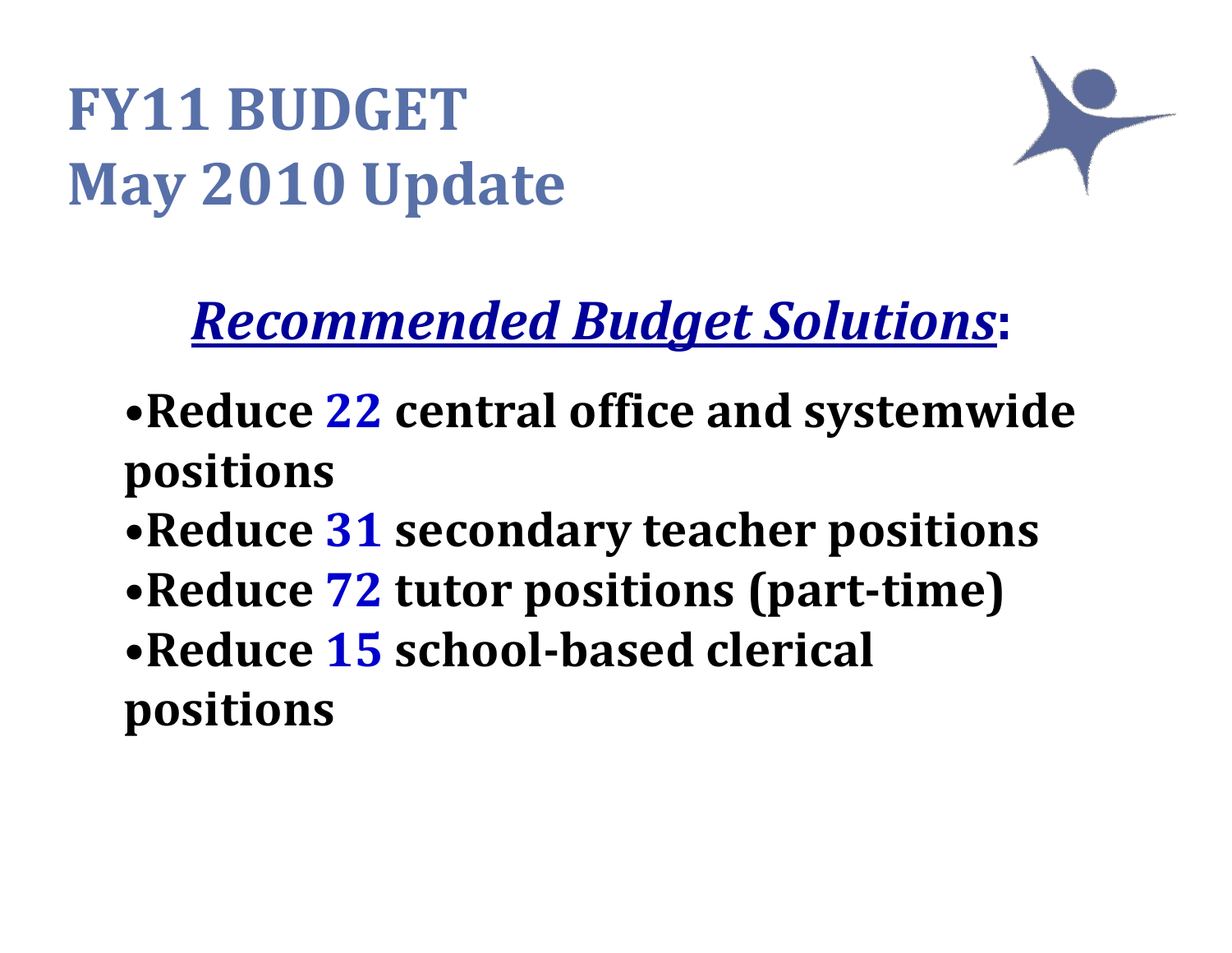# FY11 BUDGET
# May 2010 Update

***Recommended Budget Solutions*:**

- **Reduce 22 central office and systemwide positions**
- **Reduce 31 secondary teacher positions**
- **Reduce 72 tutor positions (part-time)**
- **Reduce 15 school-based clerical positions**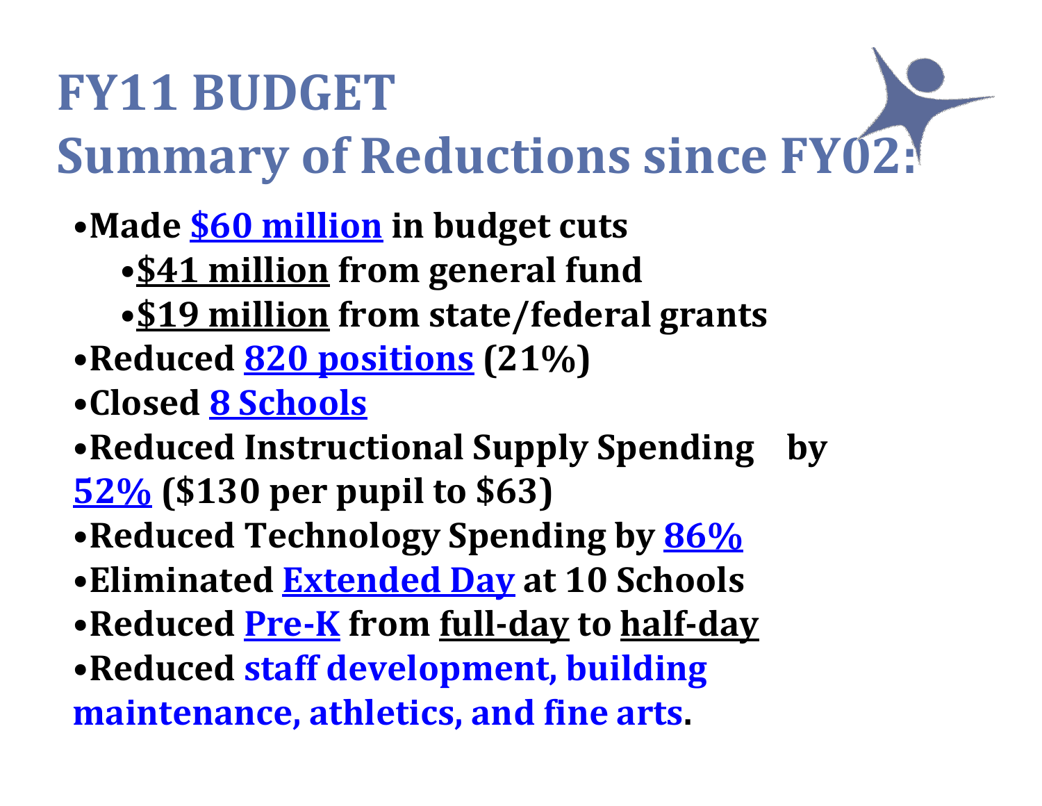# FY11 BUDGET
# Summary of Reductions since FY02:

- Made **$60 million** in budget cuts
  - **$41 million** from general fund
  - **$19 million** from state/federal grants
- Reduced **820 positions** (21%)
- Closed **8 Schools**
- Reduced Instructional Supply Spending by **52%** ($130 per pupil to $63)
- Reduced Technology Spending by **86%**
- Eliminated **Extended Day** at 10 Schools
- Reduced **Pre-K** from **full-day** to **half-day**
- Reduced **staff development, building maintenance, athletics, and fine arts**.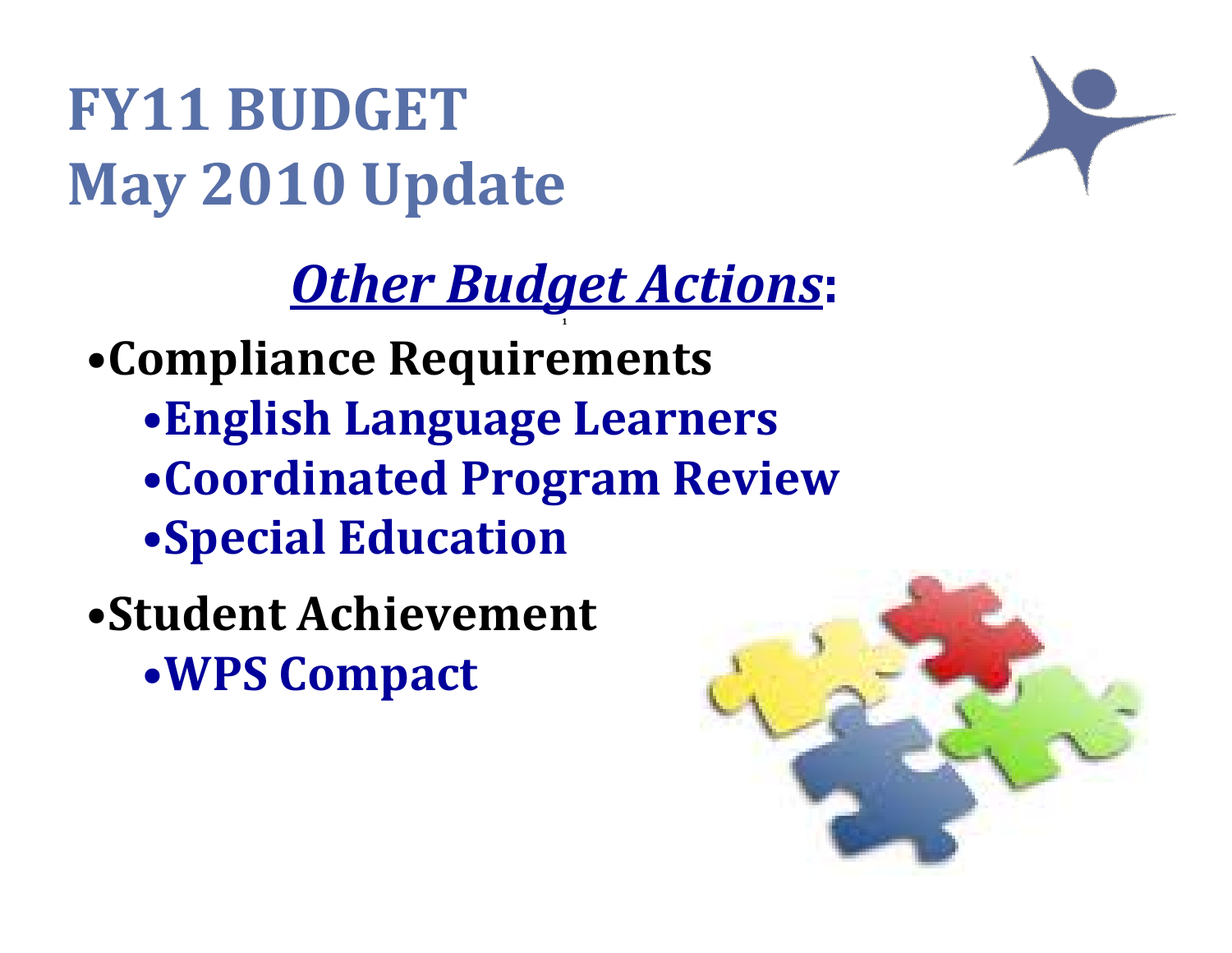# FY11 BUDGET
# May 2010 Update

## ***Other Budget Actions*:**

- **Compliance Requirements**
  - **English Language Learners**
  - **Coordinated Program Review**
  - **Special Education**
- **Student Achievement**
  - **WPS Compact**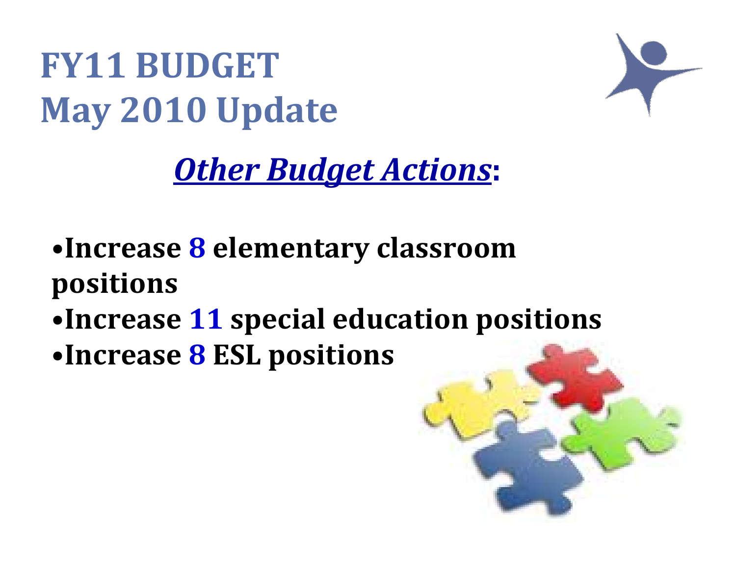# FY11 BUDGET
# May 2010 Update

## *Other Budget Actions*:

- **Increase 8 elementary classroom positions**
- **Increase 11 special education positions**
- **Increase 8 ESL positions**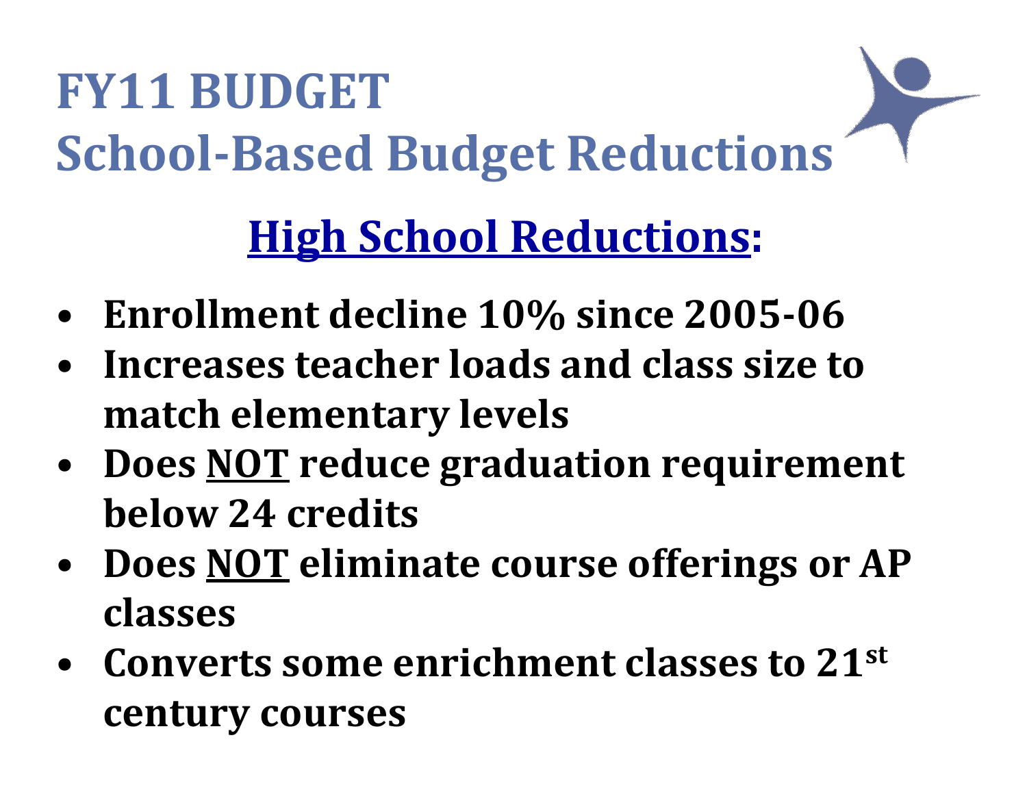# FY11 BUDGET
# School-Based Budget Reductions

## High School Reductions:

- **Enrollment decline 10% since 2005-06**
- **Increases teacher loads and class size to match elementary levels**
- **Does NOT reduce graduation requirement below 24 credits**
- **Does NOT eliminate course offerings or AP classes**
- **Converts some enrichment classes to 21st century courses**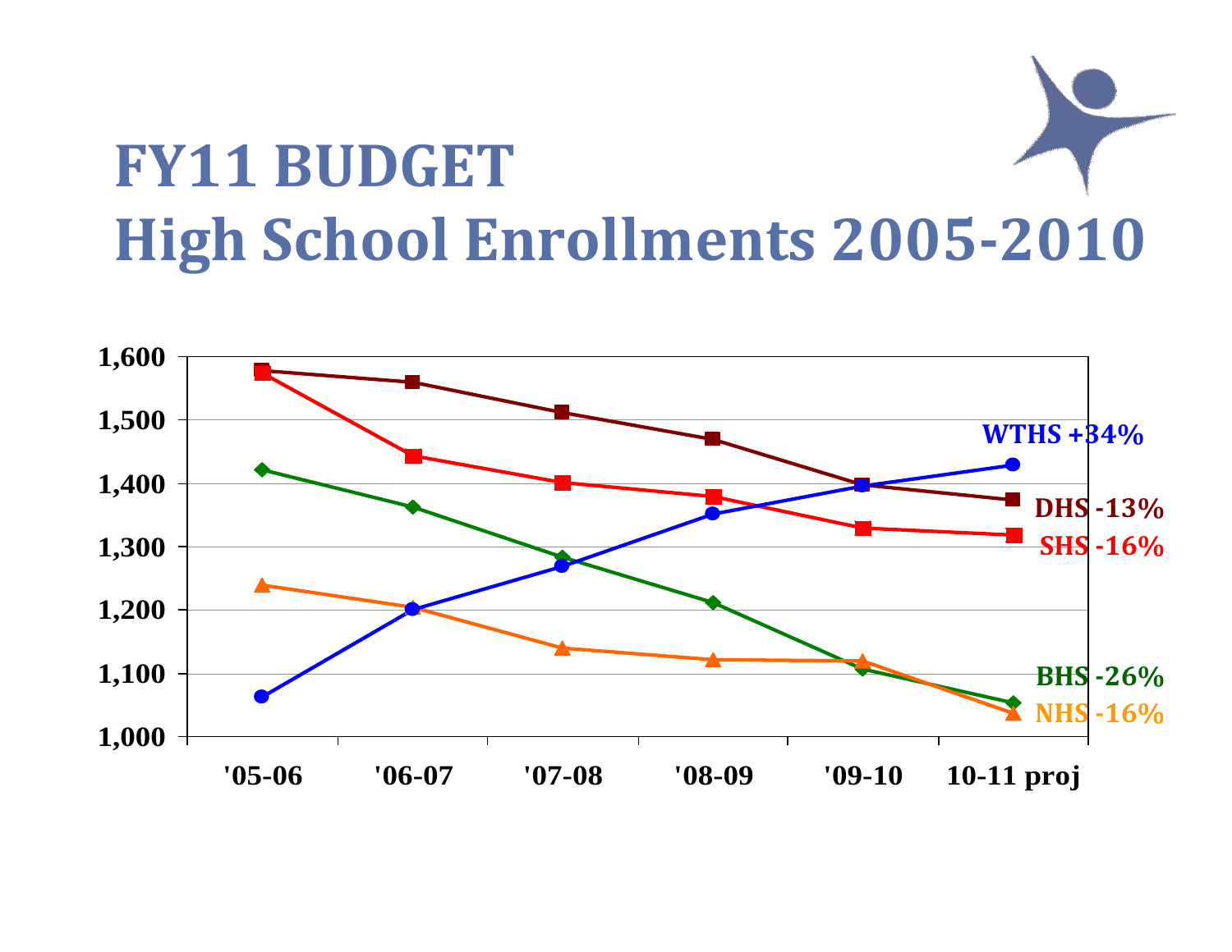# FY11 BUDGET
# High School Enrollments 2005-2010

1,600
1,500
1,400
1,300
1,200
1,100
1,000

'05-06 '06-07 '07-08 '08-09 '09-10 10-11 proj

WTHS +34%

DHS -13%

SHS -16%

BHS -26%

NHS -16%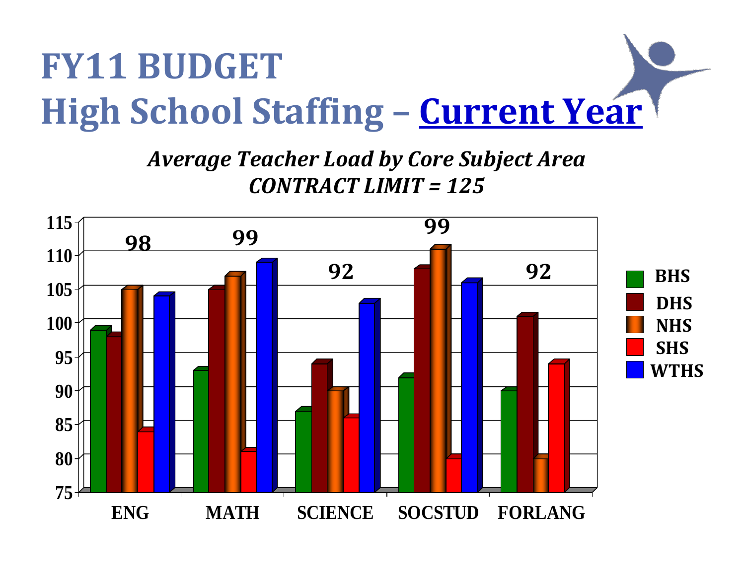# FY11 BUDGET
# High School Staffing – Current Year

***Average Teacher Load by Core Subject Area***
***CONTRACT LIMIT = 125***

| | ENG | MATH | SCIENCE | SOCSTUD | FORLANG |
|---|---|---|---|---|---|
| Average | 98 | 99 | 92 | 99 | 92 |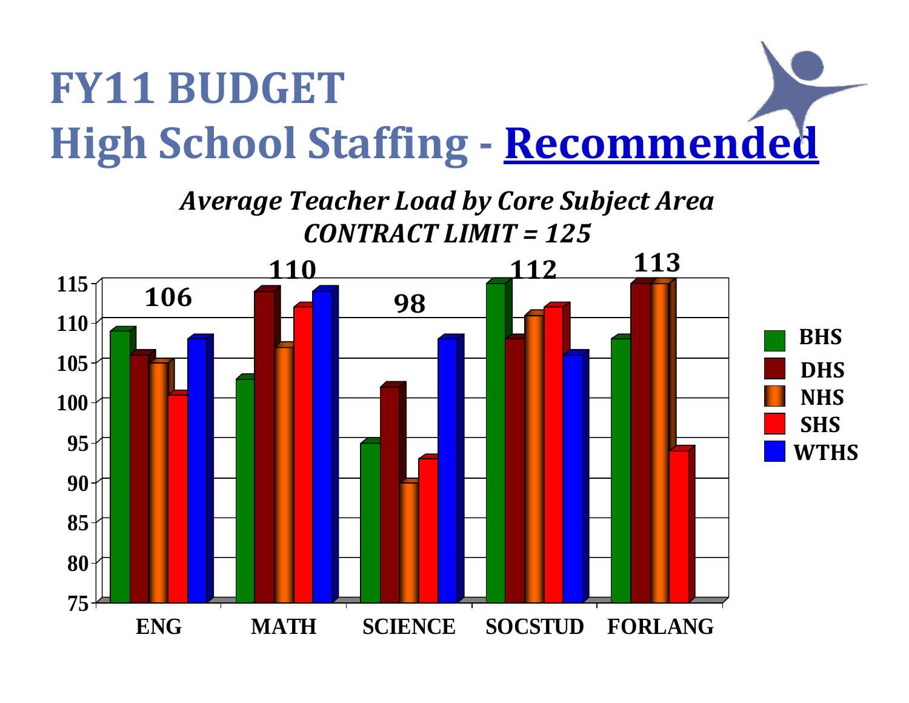# FY11 BUDGET
# High School Staffing - Recommended

***Average Teacher Load by Core Subject Area***
***CONTRACT LIMIT = 125***

| | ENG | MATH | SCIENCE | SOCSTUD | FORLANG |
|---|---|---|---|---|---|
| Average | 106 | 110 | 98 | 112 | 113 |
| BHS | 109 | 103 | 95 | 115 | 108 |
| DHS | 106 | 114 | 102 | 108 | 115 |
| NHS | 105 | 107 | 90 | 111 | 115 |
| SHS | 101 | 112 | 93 | 112 | 94 |
| WTHS | 108 | 114 | 108 | 106 | |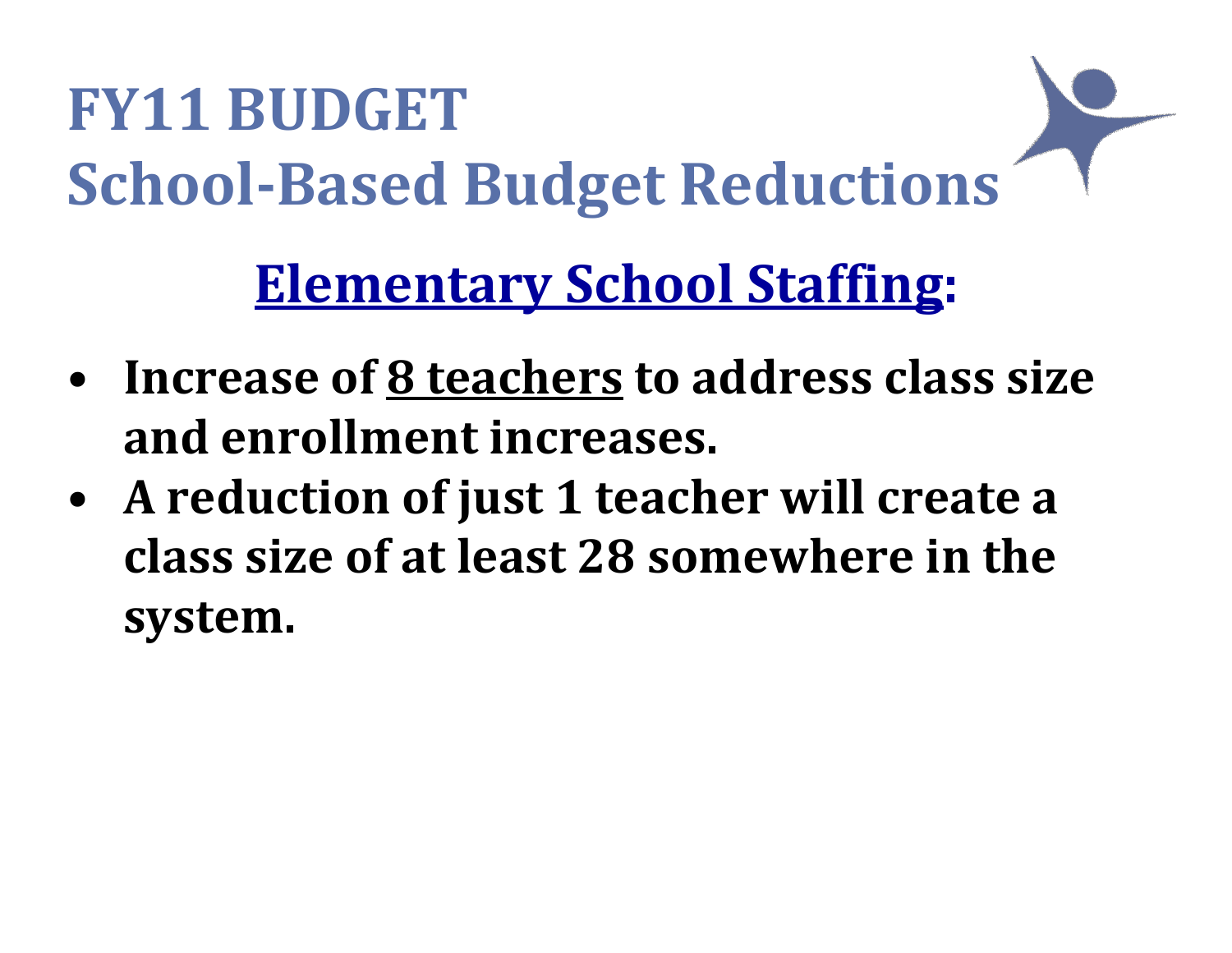# FY11 BUDGET
# School-Based Budget Reductions

## Elementary School Staffing:

- **Increase of 8 teachers to address class size and enrollment increases.**
- **A reduction of just 1 teacher will create a class size of at least 28 somewhere in the system.**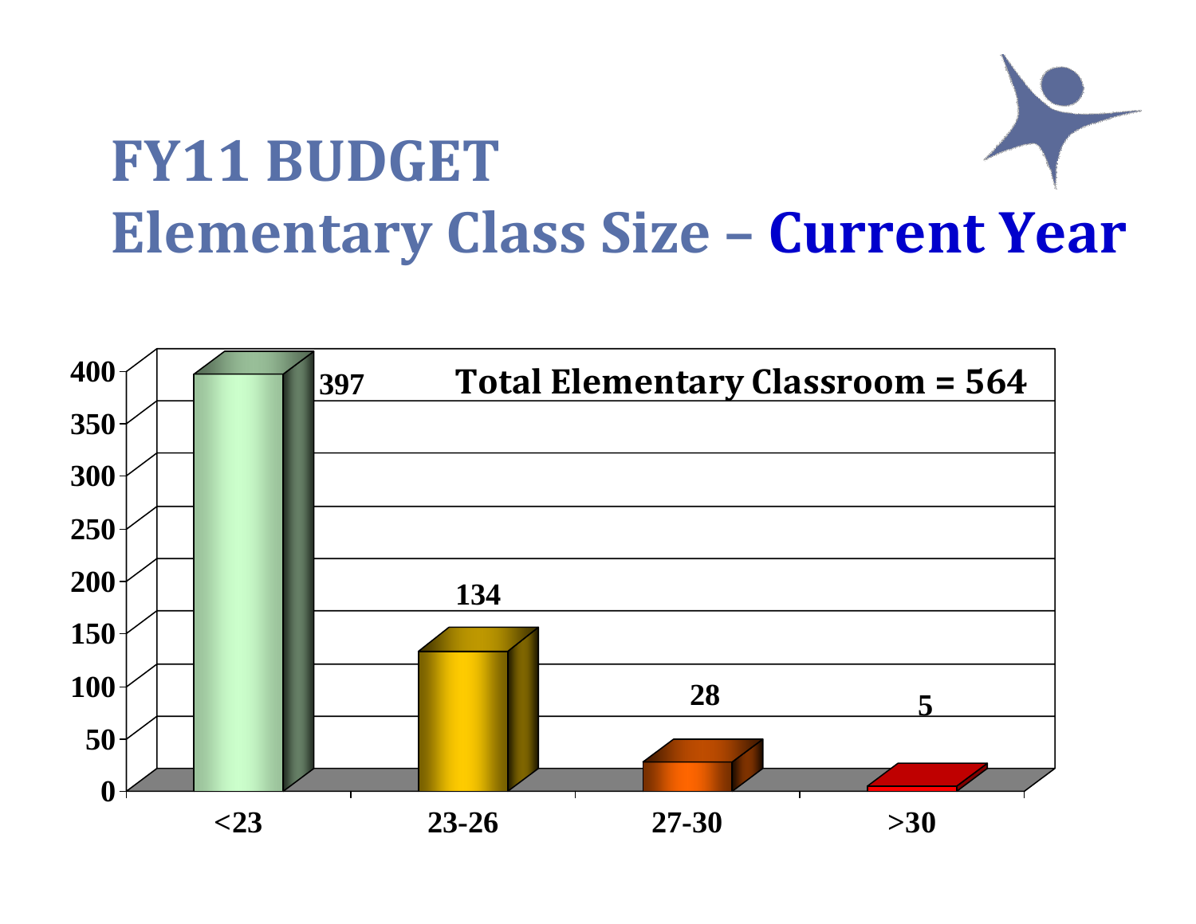# FY11 BUDGET

## Elementary Class Size – Current Year

Total Elementary Classroom = 564

| Class Size | Number of Classrooms |
| --- | --- |
| <23 | 397 |
| 23-26 | 134 |
| 27-30 | 28 |
| >30 | 5 |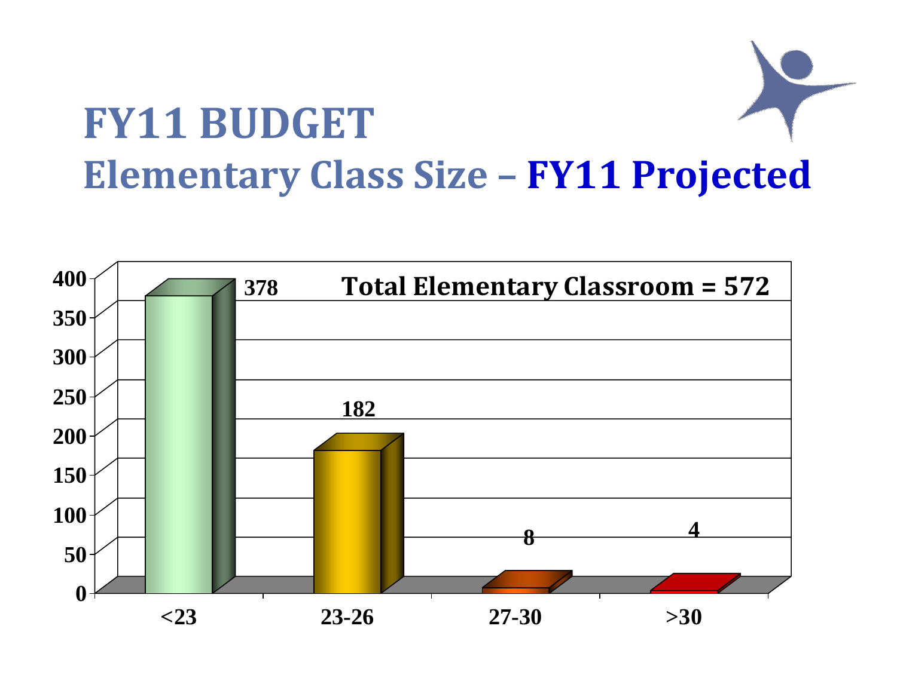# FY11 BUDGET

## Elementary Class Size – FY11 Projected

Total Elementary Classroom = 572

| Class Size | Classrooms |
|---|---|
| <23 | 378 |
| 23-26 | 182 |
| 27-30 | 8 |
| >30 | 4 |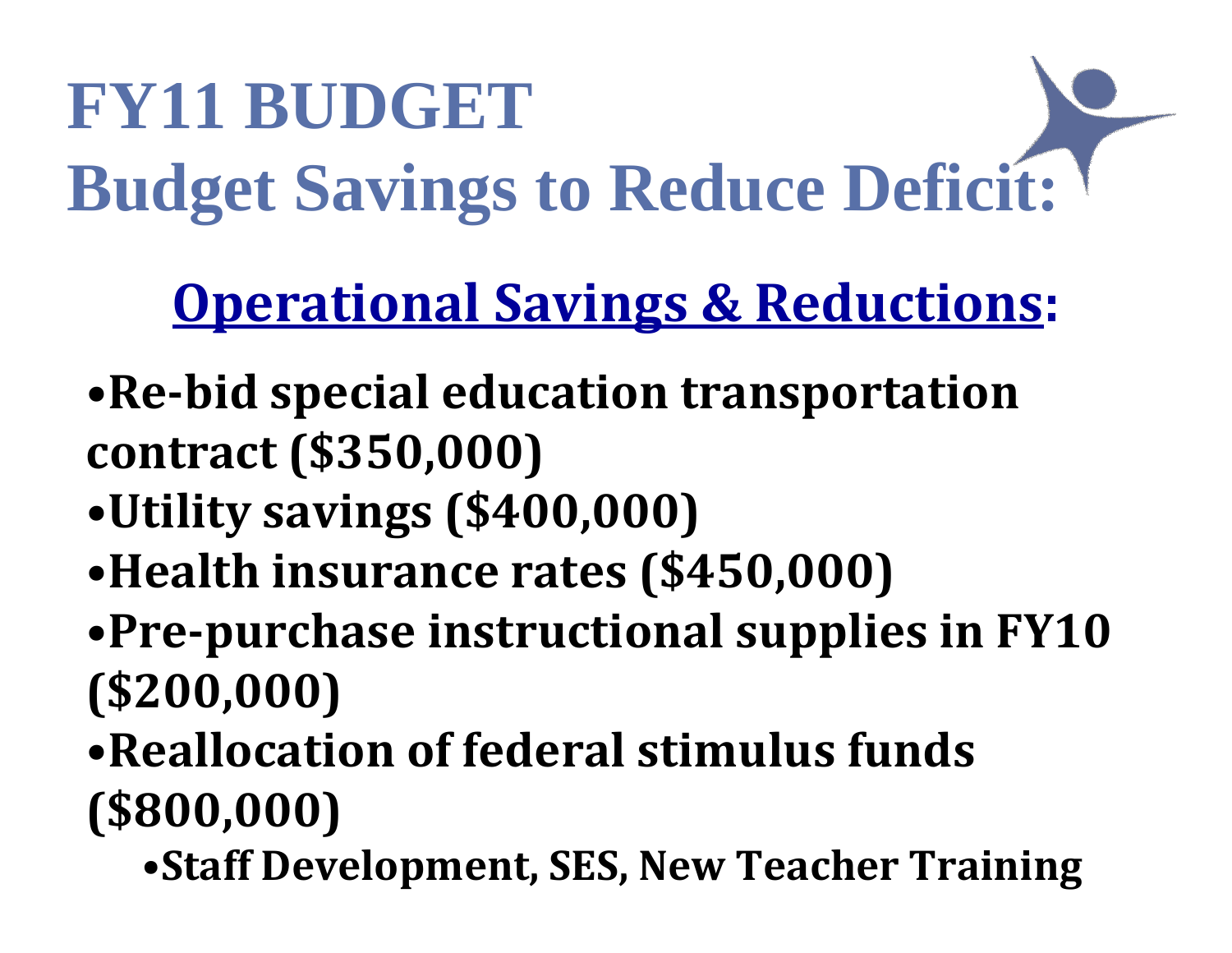# FY11 BUDGET
# Budget Savings to Reduce Deficit:

## Operational Savings & Reductions:

- **Re-bid special education transportation contract ($350,000)**
- **Utility savings ($400,000)**
- **Health insurance rates ($450,000)**
- **Pre-purchase instructional supplies in FY10 ($200,000)**
- **Reallocation of federal stimulus funds ($800,000)**
  - **Staff Development, SES, New Teacher Training**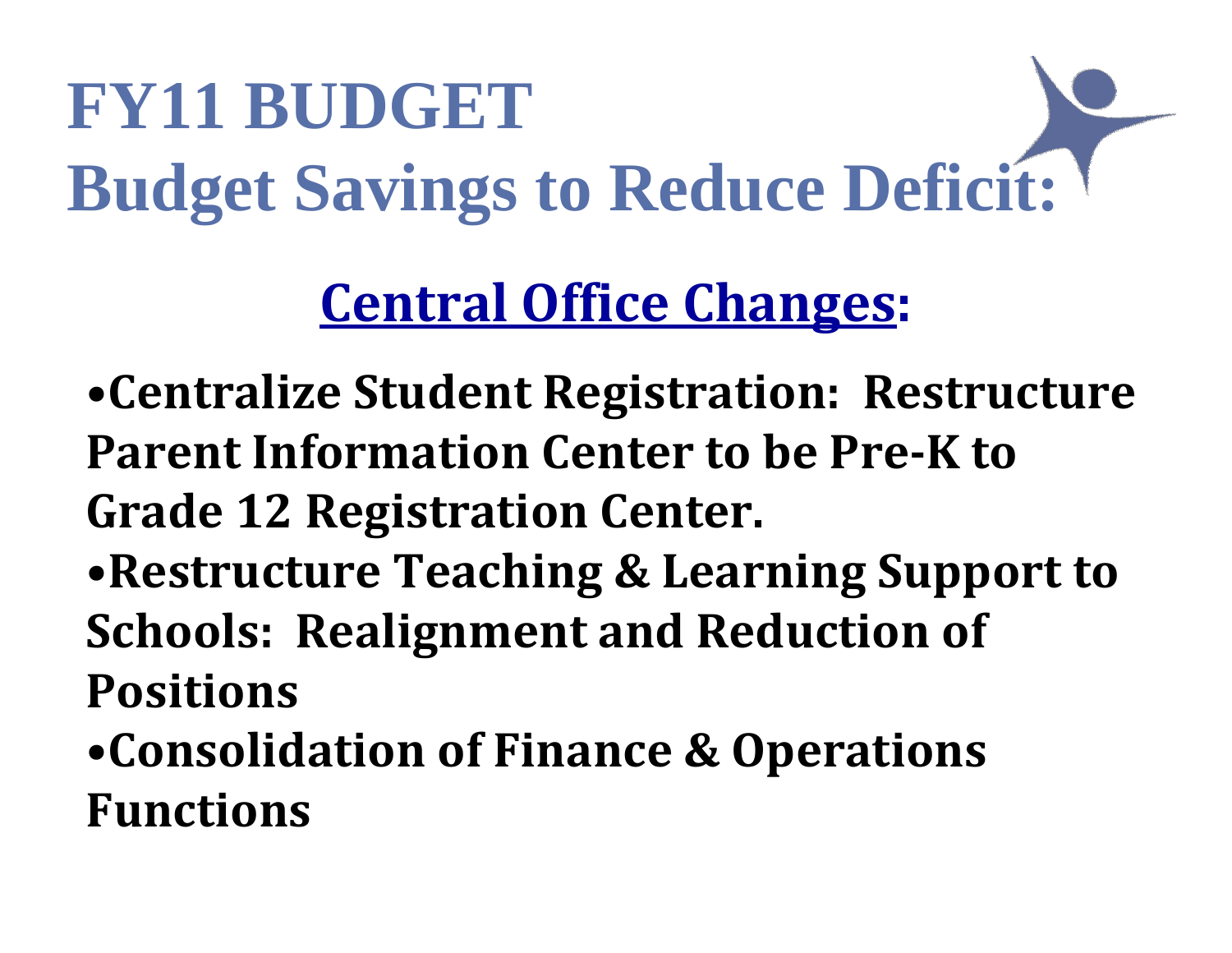# FY11 BUDGET
# Budget Savings to Reduce Deficit:

## Central Office Changes:

- **Centralize Student Registration: Restructure Parent Information Center to be Pre-K to Grade 12 Registration Center.**
- **Restructure Teaching & Learning Support to Schools: Realignment and Reduction of Positions**
- **Consolidation of Finance & Operations Functions**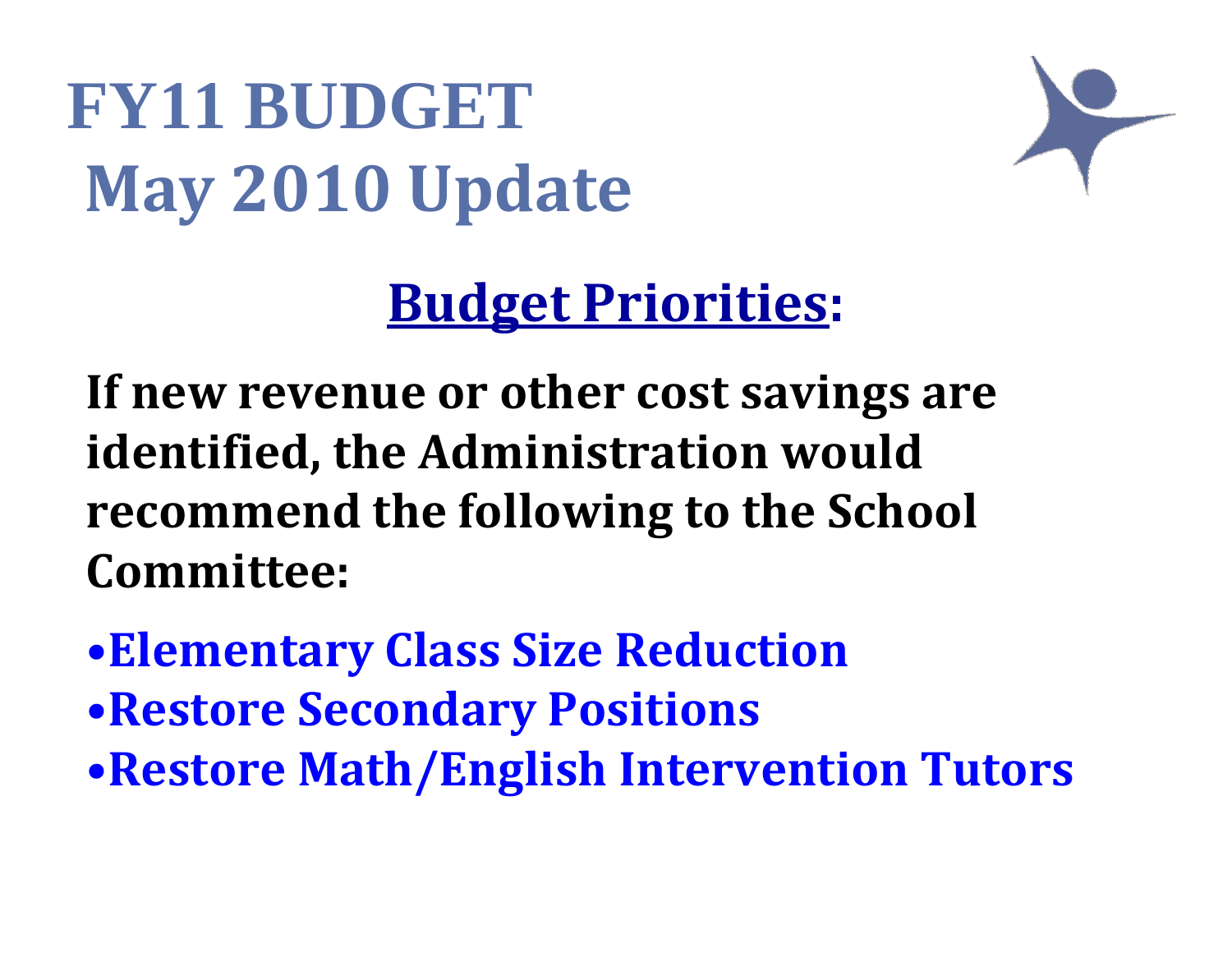# FY11 BUDGET
# May 2010 Update

## Budget Priorities:

**If new revenue or other cost savings are identified, the Administration would recommend the following to the School Committee:**

- **Elementary Class Size Reduction**
- **Restore Secondary Positions**
- **Restore Math/English Intervention Tutors**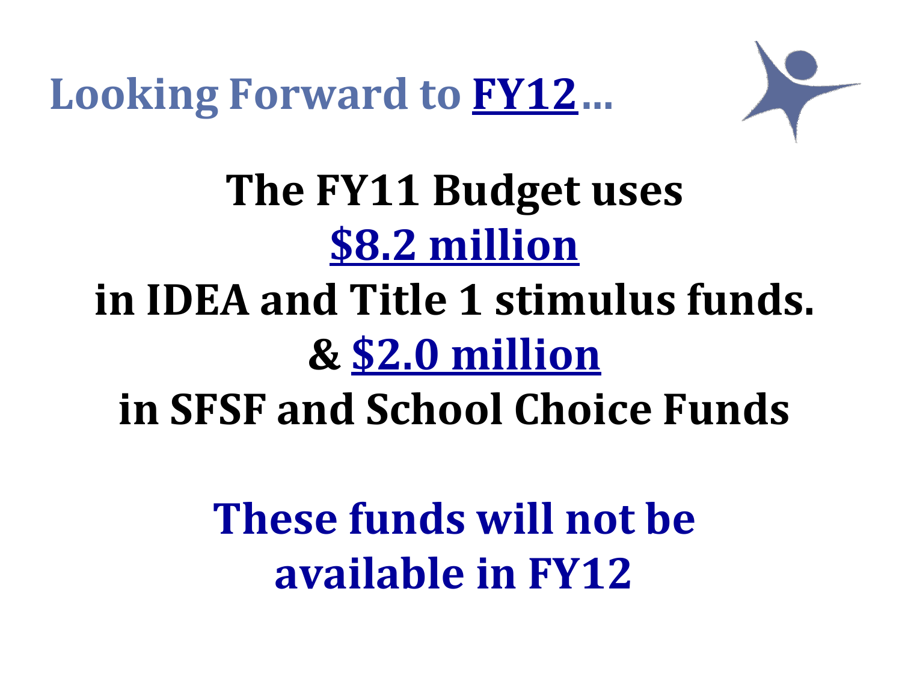# Looking Forward to FY12...

**The FY11 Budget uses**

**$8.2 million**

**in IDEA and Title 1 stimulus funds.**

**& $2.0 million**

**in SFSF and School Choice Funds**

**These funds will not be available in FY12**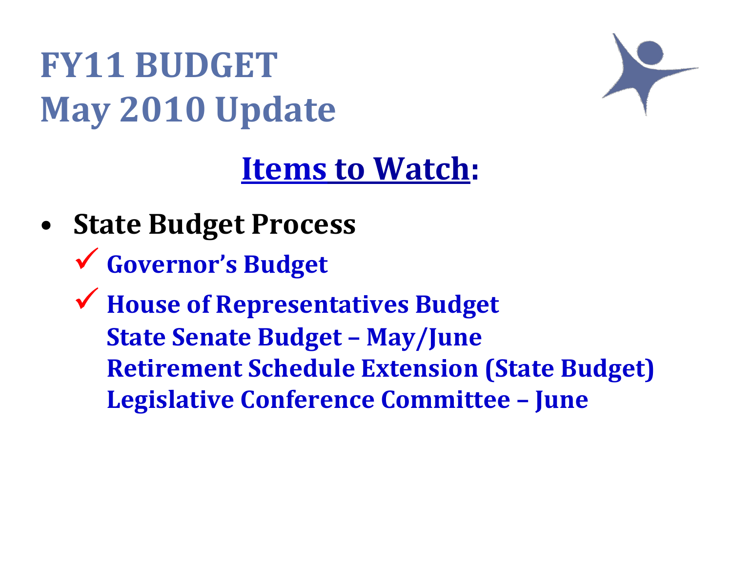# FY11 BUDGET
# May 2010 Update

## Items to Watch:

- **State Budget Process**
  - ✓ **Governor's Budget**
  - ✓ **House of Representatives Budget**
    **State Senate Budget – May/June**
    **Retirement Schedule Extension (State Budget)**
    **Legislative Conference Committee – June**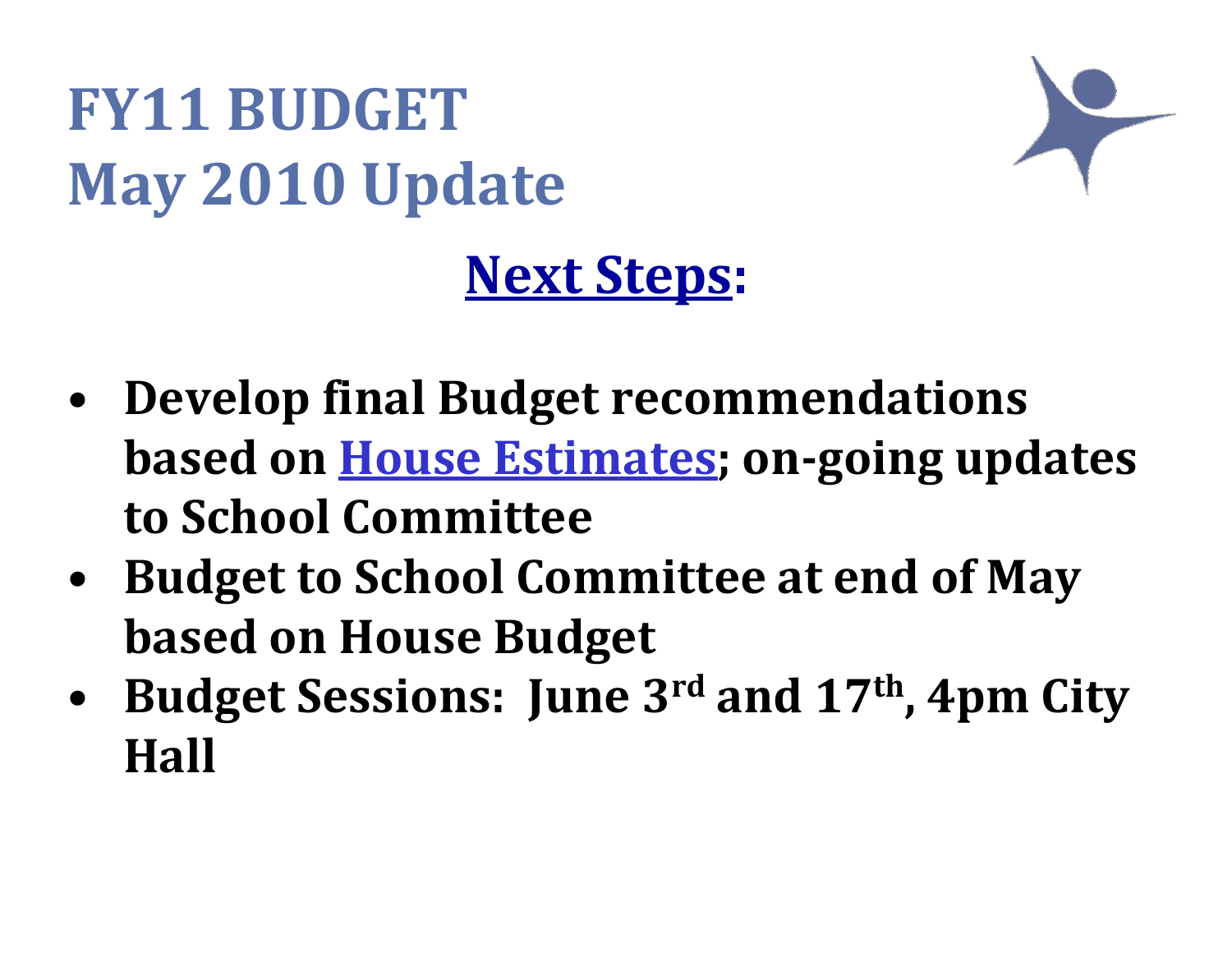# FY11 BUDGET
# May 2010 Update

## Next Steps:

- **Develop final Budget recommendations based on House Estimates; on-going updates to School Committee**
- **Budget to School Committee at end of May based on House Budget**
- **Budget Sessions: June 3rd and 17th, 4pm City Hall**